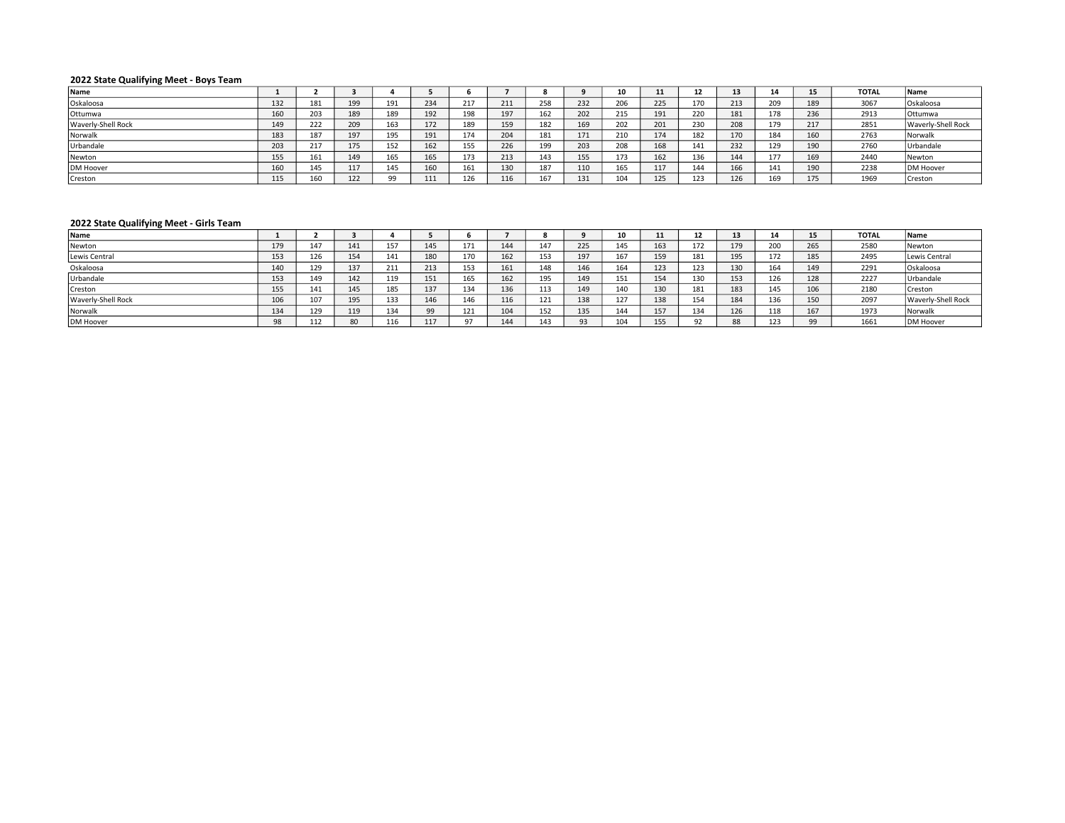### 2022 State Qualifying Meet - Boys Team

| Name | 1 | 2 | 3 | 4 | 5 | 6 | 7 | 8 | 9 | 10 | 11 | 12 | 13 | 14 | 15 | TOTAL | Name |
|---|---|---|---|---|---|---|---|---|---|---|---|---|---|---|---|---|---|
| Oskaloosa | 132 | 181 | 199 | 191 | 234 | 217 | 211 | 258 | 232 | 206 | 225 | 170 | 213 | 209 | 189 | 3067 | Oskaloosa |
| Ottumwa | 160 | 203 | 189 | 189 | 192 | 198 | 197 | 162 | 202 | 215 | 191 | 220 | 181 | 178 | 236 | 2913 | Ottumwa |
| Waverly-Shell Rock | 149 | 222 | 209 | 163 | 172 | 189 | 159 | 182 | 169 | 202 | 201 | 230 | 208 | 179 | 217 | 2851 | Waverly-Shell Rock |
| Norwalk | 183 | 187 | 197 | 195 | 191 | 174 | 204 | 181 | 171 | 210 | 174 | 182 | 170 | 184 | 160 | 2763 | Norwalk |
| Urbandale | 203 | 217 | 175 | 152 | 162 | 155 | 226 | 199 | 203 | 208 | 168 | 141 | 232 | 129 | 190 | 2760 | Urbandale |
| Newton | 155 | 161 | 149 | 165 | 165 | 173 | 213 | 143 | 155 | 173 | 162 | 136 | 144 | 177 | 169 | 2440 | Newton |
| DM Hoover | 160 | 145 | 117 | 145 | 160 | 161 | 130 | 187 | 110 | 165 | 117 | 144 | 166 | 141 | 190 | 2238 | DM Hoover |
| Creston | 115 | 160 | 122 | 99 | 111 | 126 | 116 | 167 | 131 | 104 | 125 | 123 | 126 | 169 | 175 | 1969 | Creston |

### 2022 State Qualifying Meet - Girls Team

| Name | 1 | 2 | 3 | 4 | 5 | 6 | 7 | 8 | 9 | 10 | 11 | 12 | 13 | 14 | 15 | TOTAL | Name |
|---|---|---|---|---|---|---|---|---|---|---|---|---|---|---|---|---|---|
| Newton | 179 | 147 | 141 | 157 | 145 | 171 | 144 | 147 | 225 | 145 | 163 | 172 | 179 | 200 | 265 | 2580 | Newton |
| Lewis Central | 153 | 126 | 154 | 141 | 180 | 170 | 162 | 153 | 197 | 167 | 159 | 181 | 195 | 172 | 185 | 2495 | Lewis Central |
| Oskaloosa | 140 | 129 | 137 | 211 | 213 | 153 | 161 | 148 | 146 | 164 | 123 | 123 | 130 | 164 | 149 | 2291 | Oskaloosa |
| Urbandale | 153 | 149 | 142 | 119 | 151 | 165 | 162 | 195 | 149 | 151 | 154 | 130 | 153 | 126 | 128 | 2227 | Urbandale |
| Creston | 155 | 141 | 145 | 185 | 137 | 134 | 136 | 113 | 149 | 140 | 130 | 181 | 183 | 145 | 106 | 2180 | Creston |
| Waverly-Shell Rock | 106 | 107 | 195 | 133 | 146 | 146 | 116 | 121 | 138 | 127 | 138 | 154 | 184 | 136 | 150 | 2097 | Waverly-Shell Rock |
| Norwalk | 134 | 129 | 119 | 134 | 99 | 121 | 104 | 152 | 135 | 144 | 157 | 134 | 126 | 118 | 167 | 1973 | Norwalk |
| DM Hoover | 98 | 112 | 80 | 116 | 117 | 97 | 144 | 143 | 93 | 104 | 155 | 92 | 88 | 123 | 99 | 1661 | DM Hoover |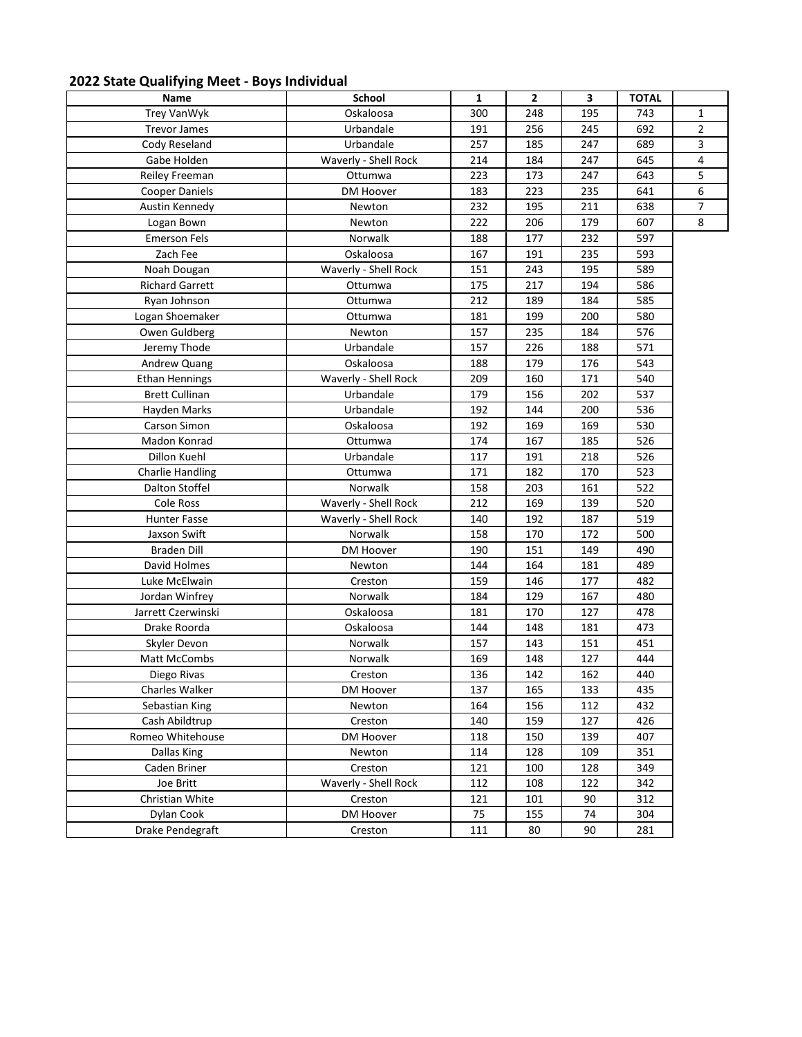## 2022 State Qualifying Meet - Boys Individual

| Name | School | 1 | 2 | 3 | TOTAL | |
|---|---|---|---|---|---|---|
| Trey VanWyk | Oskaloosa | 300 | 248 | 195 | 743 | 1 |
| Trevor James | Urbandale | 191 | 256 | 245 | 692 | 2 |
| Cody Reseland | Urbandale | 257 | 185 | 247 | 689 | 3 |
| Gabe Holden | Waverly - Shell Rock | 214 | 184 | 247 | 645 | 4 |
| Reiley Freeman | Ottumwa | 223 | 173 | 247 | 643 | 5 |
| Cooper Daniels | DM Hoover | 183 | 223 | 235 | 641 | 6 |
| Austin Kennedy | Newton | 232 | 195 | 211 | 638 | 7 |
| Logan Bown | Newton | 222 | 206 | 179 | 607 | 8 |
| Emerson Fels | Norwalk | 188 | 177 | 232 | 597 | |
| Zach Fee | Oskaloosa | 167 | 191 | 235 | 593 | |
| Noah Dougan | Waverly - Shell Rock | 151 | 243 | 195 | 589 | |
| Richard Garrett | Ottumwa | 175 | 217 | 194 | 586 | |
| Ryan Johnson | Ottumwa | 212 | 189 | 184 | 585 | |
| Logan Shoemaker | Ottumwa | 181 | 199 | 200 | 580 | |
| Owen Guldberg | Newton | 157 | 235 | 184 | 576 | |
| Jeremy Thode | Urbandale | 157 | 226 | 188 | 571 | |
| Andrew Quang | Oskaloosa | 188 | 179 | 176 | 543 | |
| Ethan Hennings | Waverly - Shell Rock | 209 | 160 | 171 | 540 | |
| Brett Cullinan | Urbandale | 179 | 156 | 202 | 537 | |
| Hayden Marks | Urbandale | 192 | 144 | 200 | 536 | |
| Carson Simon | Oskaloosa | 192 | 169 | 169 | 530 | |
| Madon Konrad | Ottumwa | 174 | 167 | 185 | 526 | |
| Dillon Kuehl | Urbandale | 117 | 191 | 218 | 526 | |
| Charlie Handling | Ottumwa | 171 | 182 | 170 | 523 | |
| Dalton Stoffel | Norwalk | 158 | 203 | 161 | 522 | |
| Cole Ross | Waverly - Shell Rock | 212 | 169 | 139 | 520 | |
| Hunter Fasse | Waverly - Shell Rock | 140 | 192 | 187 | 519 | |
| Jaxson Swift | Norwalk | 158 | 170 | 172 | 500 | |
| Braden Dill | DM Hoover | 190 | 151 | 149 | 490 | |
| David Holmes | Newton | 144 | 164 | 181 | 489 | |
| Luke McElwain | Creston | 159 | 146 | 177 | 482 | |
| Jordan Winfrey | Norwalk | 184 | 129 | 167 | 480 | |
| Jarrett Czerwinski | Oskaloosa | 181 | 170 | 127 | 478 | |
| Drake Roorda | Oskaloosa | 144 | 148 | 181 | 473 | |
| Skyler Devon | Norwalk | 157 | 143 | 151 | 451 | |
| Matt McCombs | Norwalk | 169 | 148 | 127 | 444 | |
| Diego Rivas | Creston | 136 | 142 | 162 | 440 | |
| Charles Walker | DM Hoover | 137 | 165 | 133 | 435 | |
| Sebastian King | Newton | 164 | 156 | 112 | 432 | |
| Cash Abildtrup | Creston | 140 | 159 | 127 | 426 | |
| Romeo Whitehouse | DM Hoover | 118 | 150 | 139 | 407 | |
| Dallas King | Newton | 114 | 128 | 109 | 351 | |
| Caden Briner | Creston | 121 | 100 | 128 | 349 | |
| Joe Britt | Waverly - Shell Rock | 112 | 108 | 122 | 342 | |
| Christian White | Creston | 121 | 101 | 90 | 312 | |
| Dylan Cook | DM Hoover | 75 | 155 | 74 | 304 | |
| Drake Pendegraft | Creston | 111 | 80 | 90 | 281 | |